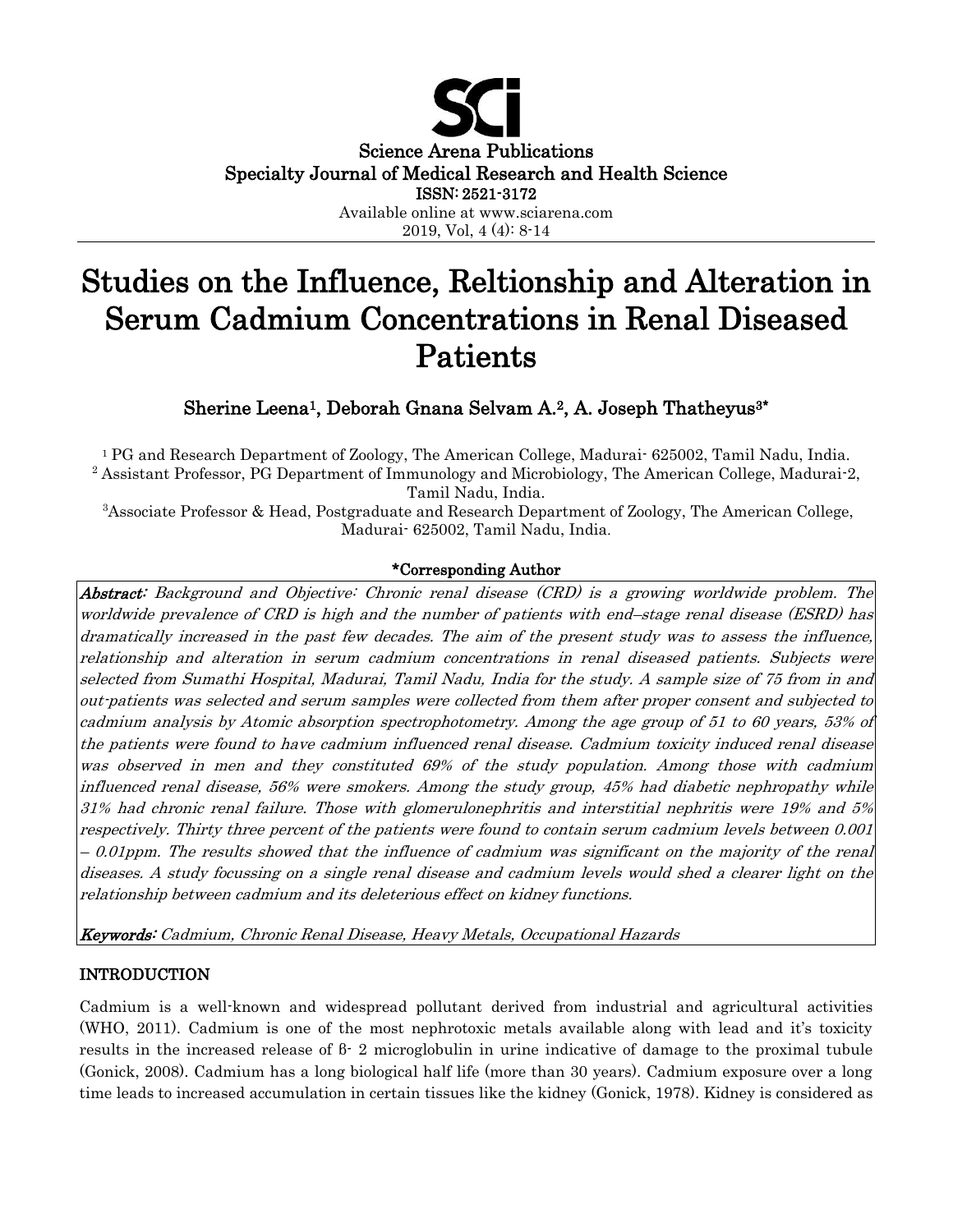Science Arena Publications
Specialty Journal of Medical Research and Health Science
ISSN: 2521-3172
Available online at www.sciarena.com
2019, Vol, 4 (4): 8-14

# Studies on the Influence, Reltionship and Alteration in Serum Cadmium Concentrations in Renal Diseased Patients

**Sherine Leena[1], Deborah Gnana Selvam A.[2], A. Joseph Thatheyus[3]***

[1] PG and Research Department of Zoology, The American College, Madurai- 625002, Tamil Nadu, India.
[2] Assistant Professor, PG Department of Immunology and Microbiology, The American College, Madurai-2, Tamil Nadu, India.
[3]Associate Professor & Head, Postgraduate and Research Department of Zoology, The American College, Madurai- 625002, Tamil Nadu, India.

**\*Corresponding Author**

***Abstract:*** *Background and Objective: Chronic renal disease (CRD) is a growing worldwide problem. The worldwide prevalence of CRD is high and the number of patients with end–stage renal disease (ESRD) has dramatically increased in the past few decades. The aim of the present study was to assess the influence, relationship and alteration in serum cadmium concentrations in renal diseased patients. Subjects were selected from Sumathi Hospital, Madurai, Tamil Nadu, India for the study. A sample size of 75 from in and out-patients was selected and serum samples were collected from them after proper consent and subjected to cadmium analysis by Atomic absorption spectrophotometry. Among the age group of 51 to 60 years, 53% of the patients were found to have cadmium influenced renal disease. Cadmium toxicity induced renal disease was observed in men and they constituted 69% of the study population. Among those with cadmium influenced renal disease, 56% were smokers. Among the study group, 45% had diabetic nephropathy while 31% had chronic renal failure. Those with glomerulonephritis and interstitial nephritis were 19% and 5% respectively. Thirty three percent of the patients were found to contain serum cadmium levels between 0.001 – 0.01ppm. The results showed that the influence of cadmium was significant on the majority of the renal diseases. A study focussing on a single renal disease and cadmium levels would shed a clearer light on the relationship between cadmium and its deleterious effect on kidney functions.*

***Keywords:*** *Cadmium, Chronic Renal Disease, Heavy Metals, Occupational Hazards*

## INTRODUCTION

Cadmium is a well-known and widespread pollutant derived from industrial and agricultural activities (WHO, 2011). Cadmium is one of the most nephrotoxic metals available along with lead and it's toxicity results in the increased release of β- 2 microglobulin in urine indicative of damage to the proximal tubule (Gonick, 2008). Cadmium has a long biological half life (more than 30 years). Cadmium exposure over a long time leads to increased accumulation in certain tissues like the kidney (Gonick, 1978). Kidney is considered as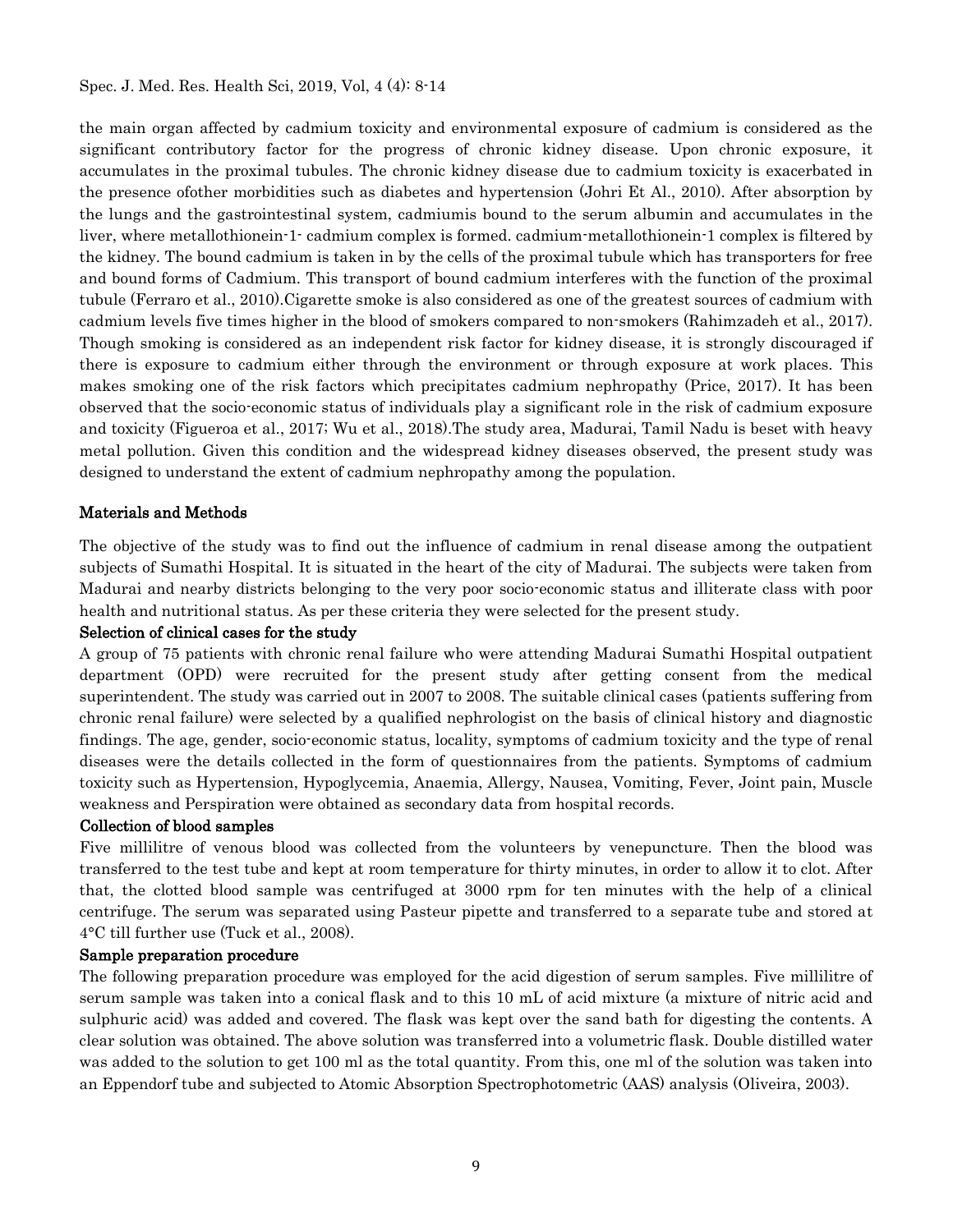the main organ affected by cadmium toxicity and environmental exposure of cadmium is considered as the significant contributory factor for the progress of chronic kidney disease. Upon chronic exposure, it accumulates in the proximal tubules. The chronic kidney disease due to cadmium toxicity is exacerbated in the presence ofother morbidities such as diabetes and hypertension (Johri Et Al., 2010). After absorption by the lungs and the gastrointestinal system, cadmiumis bound to the serum albumin and accumulates in the liver, where metallothionein-1- cadmium complex is formed. cadmium-metallothionein-1 complex is filtered by the kidney. The bound cadmium is taken in by the cells of the proximal tubule which has transporters for free and bound forms of Cadmium. This transport of bound cadmium interferes with the function of the proximal tubule (Ferraro et al., 2010).Cigarette smoke is also considered as one of the greatest sources of cadmium with cadmium levels five times higher in the blood of smokers compared to non-smokers (Rahimzadeh et al., 2017). Though smoking is considered as an independent risk factor for kidney disease, it is strongly discouraged if there is exposure to cadmium either through the environment or through exposure at work places. This makes smoking one of the risk factors which precipitates cadmium nephropathy (Price, 2017). It has been observed that the socio-economic status of individuals play a significant role in the risk of cadmium exposure and toxicity (Figueroa et al., 2017; Wu et al., 2018).The study area, Madurai, Tamil Nadu is beset with heavy metal pollution. Given this condition and the widespread kidney diseases observed, the present study was designed to understand the extent of cadmium nephropathy among the population.

## Materials and Methods

The objective of the study was to find out the influence of cadmium in renal disease among the outpatient subjects of Sumathi Hospital. It is situated in the heart of the city of Madurai. The subjects were taken from Madurai and nearby districts belonging to the very poor socio-economic status and illiterate class with poor health and nutritional status. As per these criteria they were selected for the present study.

### Selection of clinical cases for the study

A group of 75 patients with chronic renal failure who were attending Madurai Sumathi Hospital outpatient department (OPD) were recruited for the present study after getting consent from the medical superintendent. The study was carried out in 2007 to 2008. The suitable clinical cases (patients suffering from chronic renal failure) were selected by a qualified nephrologist on the basis of clinical history and diagnostic findings. The age, gender, socio-economic status, locality, symptoms of cadmium toxicity and the type of renal diseases were the details collected in the form of questionnaires from the patients. Symptoms of cadmium toxicity such as Hypertension, Hypoglycemia, Anaemia, Allergy, Nausea, Vomiting, Fever, Joint pain, Muscle weakness and Perspiration were obtained as secondary data from hospital records.

### Collection of blood samples

Five millilitre of venous blood was collected from the volunteers by venepuncture. Then the blood was transferred to the test tube and kept at room temperature for thirty minutes, in order to allow it to clot. After that, the clotted blood sample was centrifuged at 3000 rpm for ten minutes with the help of a clinical centrifuge. The serum was separated using Pasteur pipette and transferred to a separate tube and stored at 4°C till further use (Tuck et al., 2008).

### Sample preparation procedure

The following preparation procedure was employed for the acid digestion of serum samples. Five millilitre of serum sample was taken into a conical flask and to this 10 mL of acid mixture (a mixture of nitric acid and sulphuric acid) was added and covered. The flask was kept over the sand bath for digesting the contents. A clear solution was obtained. The above solution was transferred into a volumetric flask. Double distilled water was added to the solution to get 100 ml as the total quantity. From this, one ml of the solution was taken into an Eppendorf tube and subjected to Atomic Absorption Spectrophotometric (AAS) analysis (Oliveira, 2003).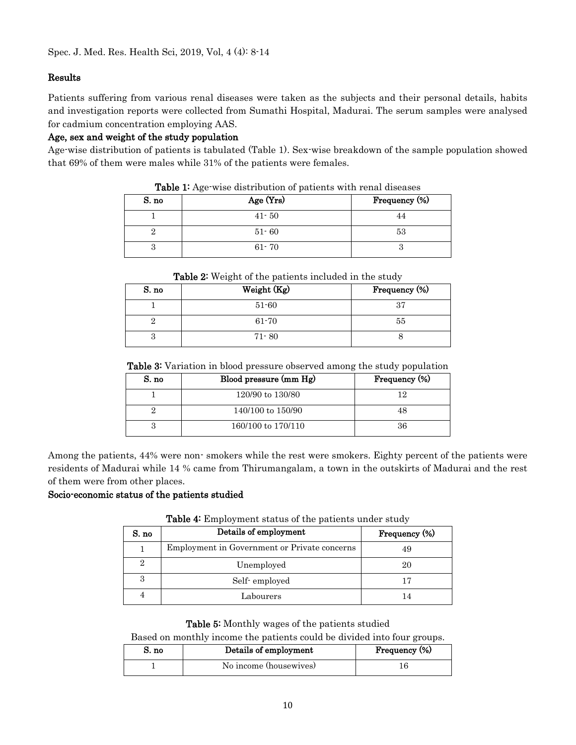## Results

Patients suffering from various renal diseases were taken as the subjects and their personal details, habits and investigation reports were collected from Sumathi Hospital, Madurai. The serum samples were analysed for cadmium concentration employing AAS.

### Age, sex and weight of the study population

Age-wise distribution of patients is tabulated (Table 1). Sex-wise breakdown of the sample population showed that 69% of them were males while 31% of the patients were females.

**Table 1:** Age-wise distribution of patients with renal diseases

| S. no | Age (Yrs) | Frequency (%) |
|---|---|---|
| 1 | 41- 50 | 44 |
| 2 | 51- 60 | 53 |
| 3 | 61- 70 | 3 |

**Table 2:** Weight of the patients included in the study

| S. no | Weight (Kg) | Frequency (%) |
|---|---|---|
| 1 | 51-60 | 37 |
| 2 | 61-70 | 55 |
| 3 | 71- 80 | 8 |

**Table 3:** Variation in blood pressure observed among the study population

| S. no | Blood pressure (mm Hg) | Frequency (%) |
|---|---|---|
| 1 | 120/90 to 130/80 | 12 |
| 2 | 140/100 to 150/90 | 48 |
| 3 | 160/100 to 170/110 | 36 |

Among the patients, 44% were non- smokers while the rest were smokers. Eighty percent of the patients were residents of Madurai while 14 % came from Thirumangalam, a town in the outskirts of Madurai and the rest of them were from other places.

### Socio-economic status of the patients studied

**Table 4:** Employment status of the patients under study

| S. no | Details of employment | Frequency (%) |
|---|---|---|
| 1 | Employment in Government or Private concerns | 49 |
| 2 | Unemployed | 20 |
| 3 | Self- employed | 17 |
| 4 | Labourers | 14 |

**Table 5:** Monthly wages of the patients studied

Based on monthly income the patients could be divided into four groups.

| S. no | Details of employment | Frequency (%) |
|---|---|---|
| 1 | No income (housewives) | 16 |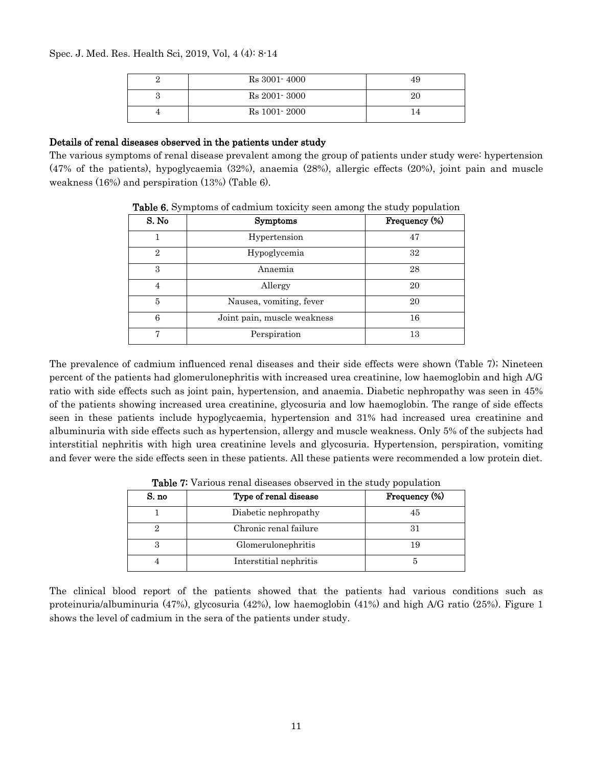| 2 | Rs 3001- 4000 | 49 |
|---|---|---|
| 3 | Rs 2001- 3000 | 20 |
| 4 | Rs 1001- 2000 | 14 |

### Details of renal diseases observed in the patients under study

The various symptoms of renal disease prevalent among the group of patients under study were: hypertension (47% of the patients), hypoglycaemia (32%), anaemia (28%), allergic effects (20%), joint pain and muscle weakness (16%) and perspiration (13%) (Table 6).

**Table 6.** Symptoms of cadmium toxicity seen among the study population

| S. No | Symptoms | Frequency (%) |
|---|---|---|
| 1 | Hypertension | 47 |
| 2 | Hypoglycemia | 32 |
| 3 | Anaemia | 28 |
| 4 | Allergy | 20 |
| 5 | Nausea, vomiting, fever | 20 |
| 6 | Joint pain, muscle weakness | 16 |
| 7 | Perspiration | 13 |

The prevalence of cadmium influenced renal diseases and their side effects were shown (Table 7); Nineteen percent of the patients had glomerulonephritis with increased urea creatinine, low haemoglobin and high A/G ratio with side effects such as joint pain, hypertension, and anaemia. Diabetic nephropathy was seen in 45% of the patients showing increased urea creatinine, glycosuria and low haemoglobin. The range of side effects seen in these patients include hypoglycaemia, hypertension and 31% had increased urea creatinine and albuminuria with side effects such as hypertension, allergy and muscle weakness. Only 5% of the subjects had interstitial nephritis with high urea creatinine levels and glycosuria. Hypertension, perspiration, vomiting and fever were the side effects seen in these patients. All these patients were recommended a low protein diet.

**Table 7:** Various renal diseases observed in the study population

| S. no | Type of renal disease | Frequency (%) |
|---|---|---|
| 1 | Diabetic nephropathy | 45 |
| 2 | Chronic renal failure | 31 |
| 3 | Glomerulonephritis | 19 |
| 4 | Interstitial nephritis | 5 |

The clinical blood report of the patients showed that the patients had various conditions such as proteinuria/albuminuria (47%), glycosuria (42%), low haemoglobin (41%) and high A/G ratio (25%). Figure 1 shows the level of cadmium in the sera of the patients under study.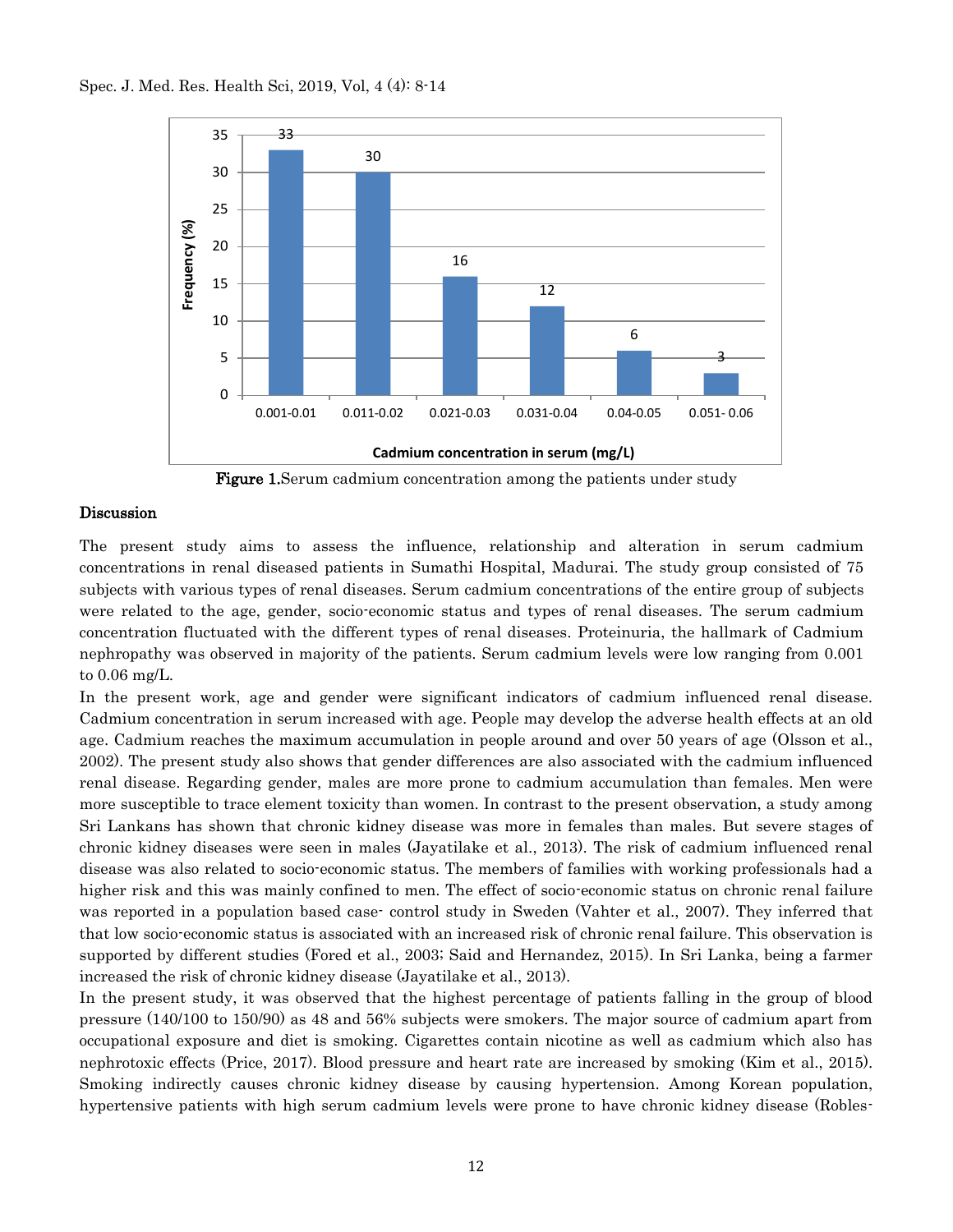Figure 1.Serum cadmium concentration among the patients under study

## Discussion

The present study aims to assess the influence, relationship and alteration in serum cadmium concentrations in renal diseased patients in Sumathi Hospital, Madurai. The study group consisted of 75 subjects with various types of renal diseases. Serum cadmium concentrations of the entire group of subjects were related to the age, gender, socio-economic status and types of renal diseases. The serum cadmium concentration fluctuated with the different types of renal diseases. Proteinuria, the hallmark of Cadmium nephropathy was observed in majority of the patients. Serum cadmium levels were low ranging from 0.001 to 0.06 mg/L.

In the present work, age and gender were significant indicators of cadmium influenced renal disease. Cadmium concentration in serum increased with age. People may develop the adverse health effects at an old age. Cadmium reaches the maximum accumulation in people around and over 50 years of age (Olsson et al., 2002). The present study also shows that gender differences are also associated with the cadmium influenced renal disease. Regarding gender, males are more prone to cadmium accumulation than females. Men were more susceptible to trace element toxicity than women. In contrast to the present observation, a study among Sri Lankans has shown that chronic kidney disease was more in females than males. But severe stages of chronic kidney diseases were seen in males (Jayatilake et al., 2013). The risk of cadmium influenced renal disease was also related to socio-economic status. The members of families with working professionals had a higher risk and this was mainly confined to men. The effect of socio-economic status on chronic renal failure was reported in a population based case- control study in Sweden (Vahter et al., 2007). They inferred that that low socio-economic status is associated with an increased risk of chronic renal failure. This observation is supported by different studies (Fored et al., 2003; Said and Hernandez, 2015). In Sri Lanka, being a farmer increased the risk of chronic kidney disease (Jayatilake et al., 2013).

In the present study, it was observed that the highest percentage of patients falling in the group of blood pressure (140/100 to 150/90) as 48 and 56% subjects were smokers. The major source of cadmium apart from occupational exposure and diet is smoking. Cigarettes contain nicotine as well as cadmium which also has nephrotoxic effects (Price, 2017). Blood pressure and heart rate are increased by smoking (Kim et al., 2015). Smoking indirectly causes chronic kidney disease by causing hypertension. Among Korean population, hypertensive patients with high serum cadmium levels were prone to have chronic kidney disease (Robles-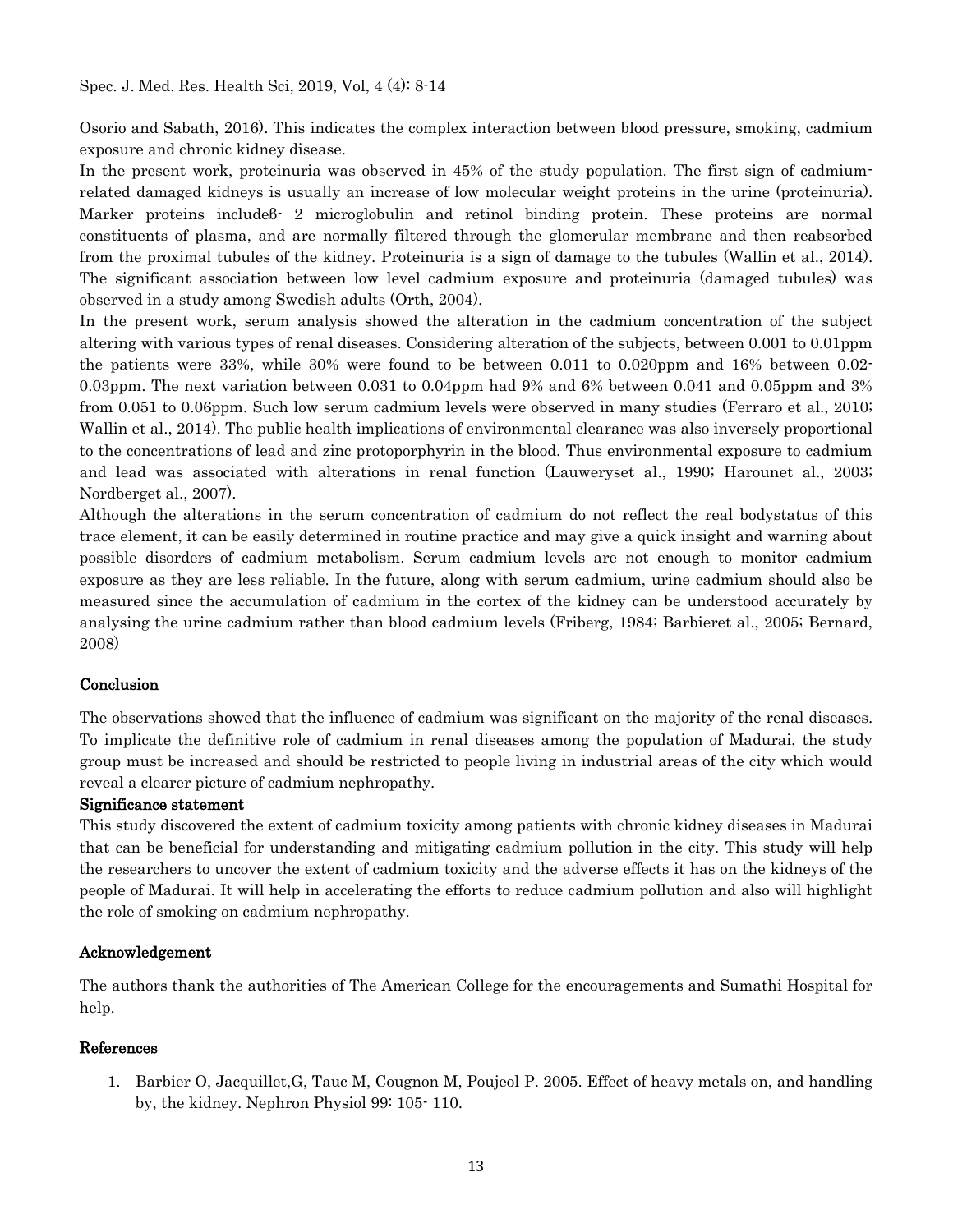Osorio and Sabath, 2016). This indicates the complex interaction between blood pressure, smoking, cadmium exposure and chronic kidney disease.

In the present work, proteinuria was observed in 45% of the study population. The first sign of cadmium-related damaged kidneys is usually an increase of low molecular weight proteins in the urine (proteinuria). Marker proteins includeβ- 2 microglobulin and retinol binding protein. These proteins are normal constituents of plasma, and are normally filtered through the glomerular membrane and then reabsorbed from the proximal tubules of the kidney. Proteinuria is a sign of damage to the tubules (Wallin et al., 2014). The significant association between low level cadmium exposure and proteinuria (damaged tubules) was observed in a study among Swedish adults (Orth, 2004).

In the present work, serum analysis showed the alteration in the cadmium concentration of the subject altering with various types of renal diseases. Considering alteration of the subjects, between 0.001 to 0.01ppm the patients were 33%, while 30% were found to be between 0.011 to 0.020ppm and 16% between 0.02-0.03ppm. The next variation between 0.031 to 0.04ppm had 9% and 6% between 0.041 and 0.05ppm and 3% from 0.051 to 0.06ppm. Such low serum cadmium levels were observed in many studies (Ferraro et al., 2010; Wallin et al., 2014). The public health implications of environmental clearance was also inversely proportional to the concentrations of lead and zinc protoporphyrin in the blood. Thus environmental exposure to cadmium and lead was associated with alterations in renal function (Lauweryset al., 1990; Harounet al., 2003; Nordberget al., 2007).

Although the alterations in the serum concentration of cadmium do not reflect the real bodystatus of this trace element, it can be easily determined in routine practice and may give a quick insight and warning about possible disorders of cadmium metabolism. Serum cadmium levels are not enough to monitor cadmium exposure as they are less reliable. In the future, along with serum cadmium, urine cadmium should also be measured since the accumulation of cadmium in the cortex of the kidney can be understood accurately by analysing the urine cadmium rather than blood cadmium levels (Friberg, 1984; Barbieret al., 2005; Bernard, 2008)

## Conclusion

The observations showed that the influence of cadmium was significant on the majority of the renal diseases. To implicate the definitive role of cadmium in renal diseases among the population of Madurai, the study group must be increased and should be restricted to people living in industrial areas of the city which would reveal a clearer picture of cadmium nephropathy.

## Significance statement

This study discovered the extent of cadmium toxicity among patients with chronic kidney diseases in Madurai that can be beneficial for understanding and mitigating cadmium pollution in the city. This study will help the researchers to uncover the extent of cadmium toxicity and the adverse effects it has on the kidneys of the people of Madurai. It will help in accelerating the efforts to reduce cadmium pollution and also will highlight the role of smoking on cadmium nephropathy.

## Acknowledgement

The authors thank the authorities of The American College for the encouragements and Sumathi Hospital for help.

## References

1. Barbier O, Jacquillet,G, Tauc M, Cougnon M, Poujeol P. 2005. Effect of heavy metals on, and handling by, the kidney. Nephron Physiol 99: 105- 110.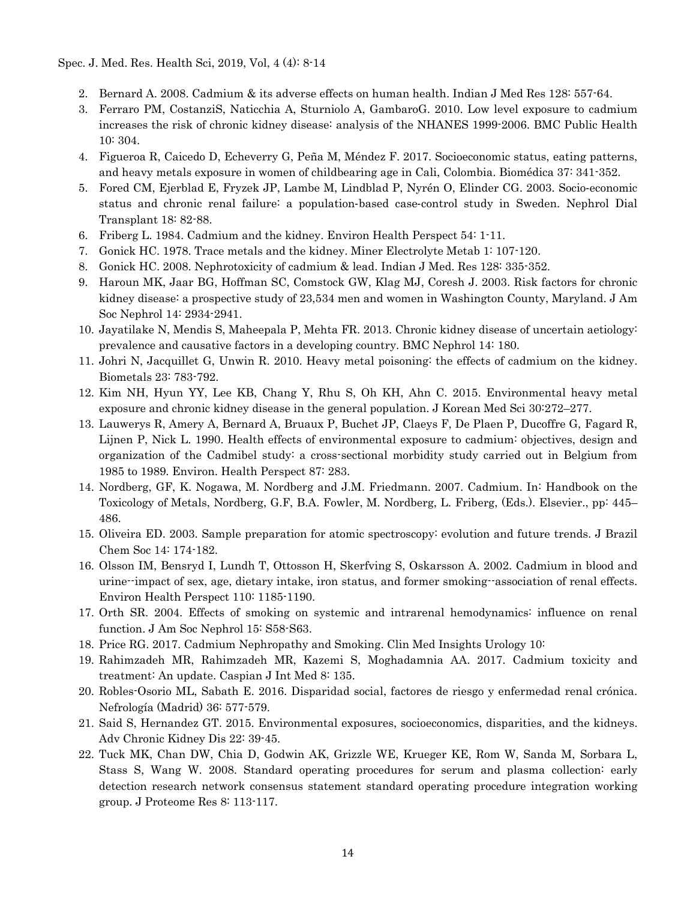2. Bernard A. 2008. Cadmium & its adverse effects on human health. Indian J Med Res 128: 557-64.
3. Ferraro PM, CostanziS, Naticchia A, Sturniolo A, GambaroG. 2010. Low level exposure to cadmium increases the risk of chronic kidney disease: analysis of the NHANES 1999-2006. BMC Public Health 10: 304.
4. Figueroa R, Caicedo D, Echeverry G, Peña M, Méndez F. 2017. Socioeconomic status, eating patterns, and heavy metals exposure in women of childbearing age in Cali, Colombia. Biomédica 37: 341-352.
5. Fored CM, Ejerblad E, Fryzek JP, Lambe M, Lindblad P, Nyrén O, Elinder CG. 2003. Socio-economic status and chronic renal failure: a population-based case-control study in Sweden. Nephrol Dial Transplant 18: 82-88.
6. Friberg L. 1984. Cadmium and the kidney. Environ Health Perspect 54: 1-11.
7. Gonick HC. 1978. Trace metals and the kidney. Miner Electrolyte Metab 1: 107-120.
8. Gonick HC. 2008. Nephrotoxicity of cadmium & lead. Indian J Med. Res 128: 335-352.
9. Haroun MK, Jaar BG, Hoffman SC, Comstock GW, Klag MJ, Coresh J. 2003. Risk factors for chronic kidney disease: a prospective study of 23,534 men and women in Washington County, Maryland. J Am Soc Nephrol 14: 2934-2941.
10. Jayatilake N, Mendis S, Maheepala P, Mehta FR. 2013. Chronic kidney disease of uncertain aetiology: prevalence and causative factors in a developing country. BMC Nephrol 14: 180.
11. Johri N, Jacquillet G, Unwin R. 2010. Heavy metal poisoning: the effects of cadmium on the kidney. Biometals 23: 783-792.
12. Kim NH, Hyun YY, Lee KB, Chang Y, Rhu S, Oh KH, Ahn C. 2015. Environmental heavy metal exposure and chronic kidney disease in the general population. J Korean Med Sci 30:272–277.
13. Lauwerys R, Amery A, Bernard A, Bruaux P, Buchet JP, Claeys F, De Plaen P, Ducoffre G, Fagard R, Lijnen P, Nick L. 1990. Health effects of environmental exposure to cadmium: objectives, design and organization of the Cadmibel study: a cross-sectional morbidity study carried out in Belgium from 1985 to 1989. Environ. Health Perspect 87: 283.
14. Nordberg, GF, K. Nogawa, M. Nordberg and J.M. Friedmann. 2007. Cadmium. In: Handbook on the Toxicology of Metals, Nordberg, G.F, B.A. Fowler, M. Nordberg, L. Friberg, (Eds.). Elsevier., pp: 445–486.
15. Oliveira ED. 2003. Sample preparation for atomic spectroscopy: evolution and future trends. J Brazil Chem Soc 14: 174-182.
16. Olsson IM, Bensryd I, Lundh T, Ottosson H, Skerfving S, Oskarsson A. 2002. Cadmium in blood and urine--impact of sex, age, dietary intake, iron status, and former smoking--association of renal effects. Environ Health Perspect 110: 1185-1190.
17. Orth SR. 2004. Effects of smoking on systemic and intrarenal hemodynamics: influence on renal function. J Am Soc Nephrol 15: S58-S63.
18. Price RG. 2017. Cadmium Nephropathy and Smoking. Clin Med Insights Urology 10:
19. Rahimzadeh MR, Rahimzadeh MR, Kazemi S, Moghadamnia AA. 2017. Cadmium toxicity and treatment: An update. Caspian J Int Med 8: 135.
20. Robles-Osorio ML, Sabath E. 2016. Disparidad social, factores de riesgo y enfermedad renal crónica. Nefrología (Madrid) 36: 577-579.
21. Said S, Hernandez GT. 2015. Environmental exposures, socioeconomics, disparities, and the kidneys. Adv Chronic Kidney Dis 22: 39-45.
22. Tuck MK, Chan DW, Chia D, Godwin AK, Grizzle WE, Krueger KE, Rom W, Sanda M, Sorbara L, Stass S, Wang W. 2008. Standard operating procedures for serum and plasma collection: early detection research network consensus statement standard operating procedure integration working group. J Proteome Res 8: 113-117.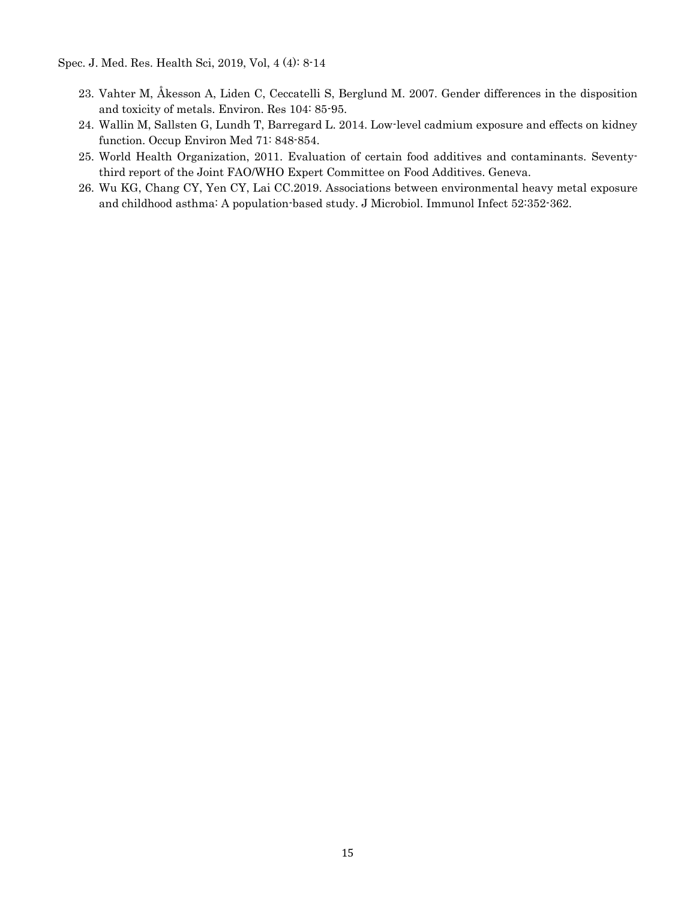23. Vahter M, Åkesson A, Liden C, Ceccatelli S, Berglund M. 2007. Gender differences in the disposition and toxicity of metals. Environ. Res 104: 85-95.
24. Wallin M, Sallsten G, Lundh T, Barregard L. 2014. Low-level cadmium exposure and effects on kidney function. Occup Environ Med 71: 848-854.
25. World Health Organization, 2011. Evaluation of certain food additives and contaminants. Seventy-third report of the Joint FAO/WHO Expert Committee on Food Additives. Geneva.
26. Wu KG, Chang CY, Yen CY, Lai CC.2019. Associations between environmental heavy metal exposure and childhood asthma: A population-based study. J Microbiol. Immunol Infect 52:352-362.